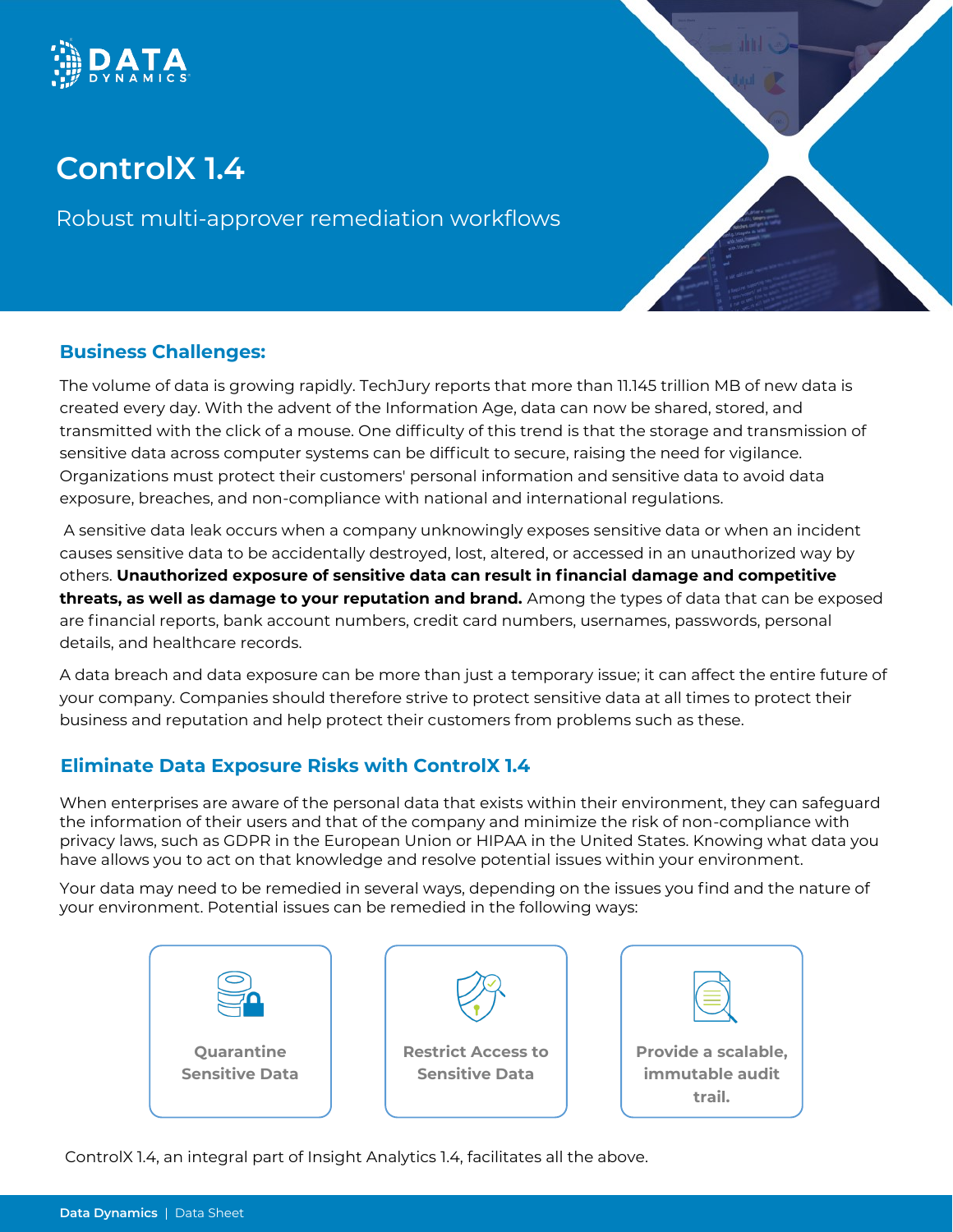DATA DYNAMICS

# ControlX 1.4

Robust multi-approver remediation workflows

## Business Challenges:

The volume of data is growing rapidly. TechJury reports that more than 11.145 trillion MB of new data is created every day. With the advent of the Information Age, data can now be shared, stored, and transmitted with the click of a mouse. One difficulty of this trend is that the storage and transmission of sensitive data across computer systems can be difficult to secure, raising the need for vigilance. Organizations must protect their customers' personal information and sensitive data to avoid data exposure, breaches, and non-compliance with national and international regulations.

A sensitive data leak occurs when a company unknowingly exposes sensitive data or when an incident causes sensitive data to be accidentally destroyed, lost, altered, or accessed in an unauthorized way by others. **Unauthorized exposure of sensitive data can result in financial damage and competitive threats, as well as damage to your reputation and brand.** Among the types of data that can be exposed are financial reports, bank account numbers, credit card numbers, usernames, passwords, personal details, and healthcare records.

A data breach and data exposure can be more than just a temporary issue; it can affect the entire future of your company. Companies should therefore strive to protect sensitive data at all times to protect their business and reputation and help protect their customers from problems such as these.

## Eliminate Data Exposure Risks with ControlX 1.4

When enterprises are aware of the personal data that exists within their environment, they can safeguard the information of their users and that of the company and minimize the risk of non-compliance with privacy laws, such as GDPR in the European Union or HIPAA in the United States. Knowing what data you have allows you to act on that knowledge and resolve potential issues within your environment.

Your data may need to be remedied in several ways, depending on the issues you find and the nature of your environment. Potential issues can be remedied in the following ways:

- **Quarantine Sensitive Data**
- **Restrict Access to Sensitive Data**
- **Provide a scalable, immutable audit trail.**

ControlX 1.4, an integral part of Insight Analytics 1.4, facilitates all the above.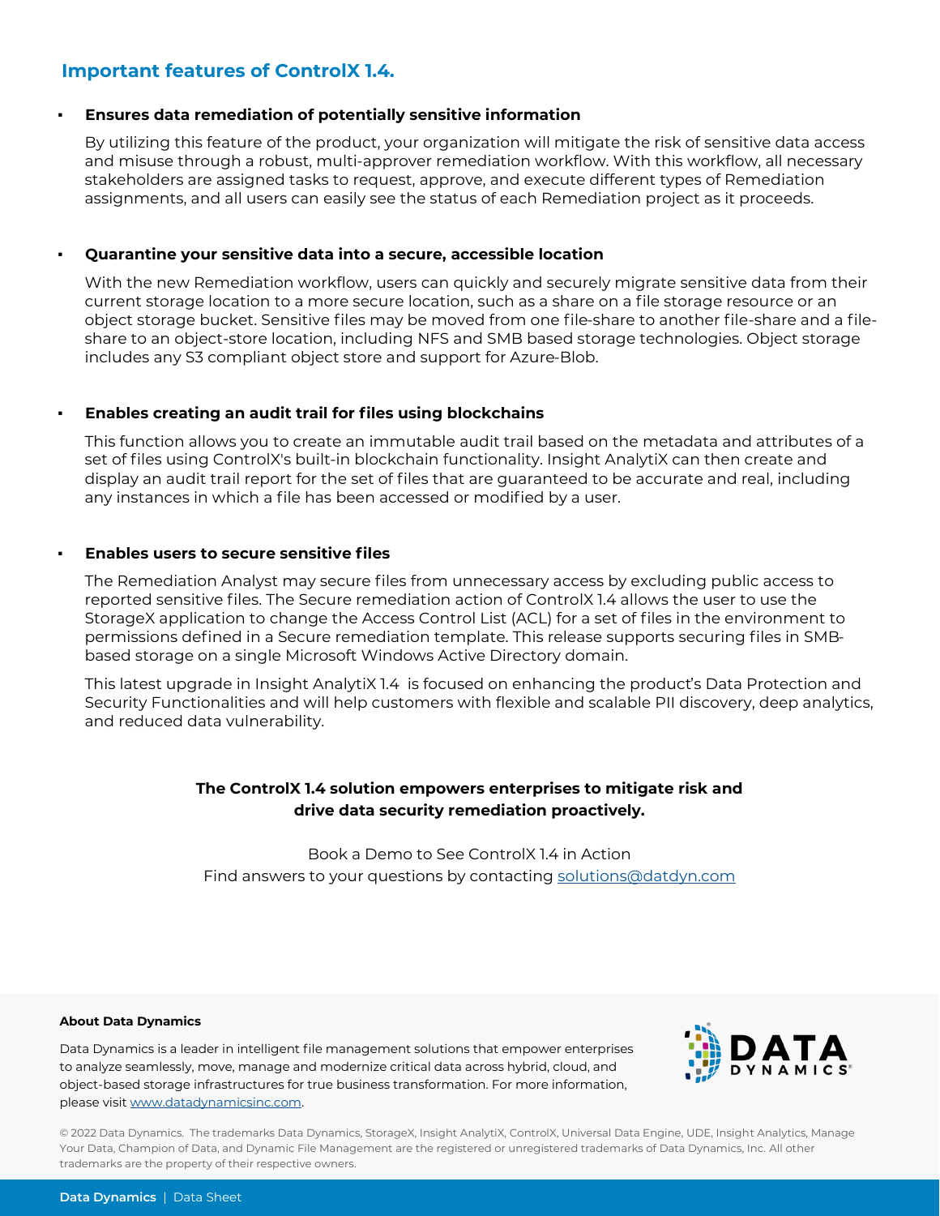## Important features of ControlX 1.4.

- **Ensures data remediation of potentially sensitive information**

  By utilizing this feature of the product, your organization will mitigate the risk of sensitive data access and misuse through a robust, multi-approver remediation workflow. With this workflow, all necessary stakeholders are assigned tasks to request, approve, and execute different types of Remediation assignments, and all users can easily see the status of each Remediation project as it proceeds.

- **Quarantine your sensitive data into a secure, accessible location**

  With the new Remediation workflow, users can quickly and securely migrate sensitive data from their current storage location to a more secure location, such as a share on a file storage resource or an object storage bucket. Sensitive files may be moved from one file-share to another file-share and a file-share to an object-store location, including NFS and SMB based storage technologies. Object storage includes any S3 compliant object store and support for Azure-Blob.

- **Enables creating an audit trail for files using blockchains**

  This function allows you to create an immutable audit trail based on the metadata and attributes of a set of files using ControlX's built-in blockchain functionality. Insight AnalytiX can then create and display an audit trail report for the set of files that are guaranteed to be accurate and real, including any instances in which a file has been accessed or modified by a user.

- **Enables users to secure sensitive files**

  The Remediation Analyst may secure files from unnecessary access by excluding public access to reported sensitive files. The Secure remediation action of ControlX 1.4 allows the user to use the StorageX application to change the Access Control List (ACL) for a set of files in the environment to permissions defined in a Secure remediation template. This release supports securing files in SMB-based storage on a single Microsoft Windows Active Directory domain.

  This latest upgrade in Insight AnalytiX 1.4 is focused on enhancing the product's Data Protection and Security Functionalities and will help customers with flexible and scalable PII discovery, deep analytics, and reduced data vulnerability.

**The ControlX 1.4 solution empowers enterprises to mitigate risk and drive data security remediation proactively.**

Book a Demo to See ControlX 1.4 in Action
Find answers to your questions by contacting solutions@datdyn.com

**About Data Dynamics**

Data Dynamics is a leader in intelligent file management solutions that empower enterprises to analyze seamlessly, move, manage and modernize critical data across hybrid, cloud, and object-based storage infrastructures for true business transformation. For more information, please visit www.datadynamicsinc.com.

© 2022 Data Dynamics. The trademarks Data Dynamics, StorageX, Insight AnalytiX, ControlX, Universal Data Engine, UDE, Insight Analytics, Manage Your Data, Champion of Data, and Dynamic File Management are the registered or unregistered trademarks of Data Dynamics, Inc. All other trademarks are the property of their respective owners.